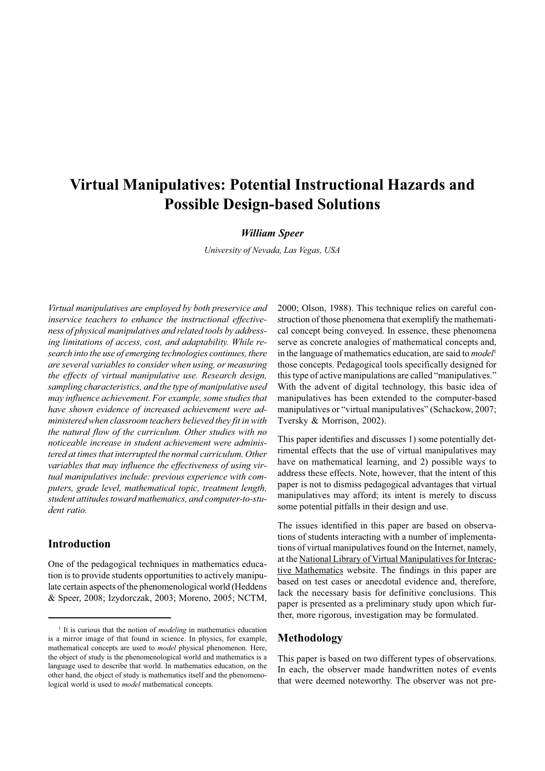# Virtual Manipulatives: Potential Instructional Hazards and Possible Design-based Solutions

***William Speer***

*University of Nevada, Las Vegas, USA*

*Virtual manipulatives are employed by both preservice and inservice teachers to enhance the instructional effectiveness of physical manipulatives and related tools by addressing limitations of access, cost, and adaptability. While research into the use of emerging technologies continues, there are several variables to consider when using, or measuring the effects of virtual manipulative use. Research design, sampling characteristics, and the type of manipulative used may influence achievement. For example, some studies that have shown evidence of increased achievement were administered when classroom teachers believed they fit in with the natural flow of the curriculum. Other studies with no noticeable increase in student achievement were administered at times that interrupted the normal curriculum. Other variables that may influence the effectiveness of using virtual manipulatives include: previous experience with computers, grade level, mathematical topic, treatment length, student attitudes toward mathematics, and computer-to-student ratio.*

## Introduction

One of the pedagogical techniques in mathematics education is to provide students opportunities to actively manipulate certain aspects of the phenomenological world (Heddens & Speer, 2008; Izydorczak, 2003; Moreno, 2005; NCTM, 2000; Olson, 1988). This technique relies on careful construction of those phenomena that exemplify the mathematical concept being conveyed. In essence, these phenomena serve as concrete analogies of mathematical concepts and, in the language of mathematics education, are said to *model*[1] those concepts. Pedagogical tools specifically designed for this type of active manipulations are called "manipulatives." With the advent of digital technology, this basic idea of manipulatives has been extended to the computer-based manipulatives or "virtual manipulatives" (Schackow, 2007; Tversky & Morrison, 2002).

This paper identifies and discusses 1) some potentially detrimental effects that the use of virtual manipulatives may have on mathematical learning, and 2) possible ways to address these effects. Note, however, that the intent of this paper is not to dismiss pedagogical advantages that virtual manipulatives may afford; its intent is merely to discuss some potential pitfalls in their design and use.

The issues identified in this paper are based on observations of students interacting with a number of implementations of virtual manipulatives found on the Internet, namely, at the National Library of Virtual Manipulatives for Interactive Mathematics website. The findings in this paper are based on test cases or anecdotal evidence and, therefore, lack the necessary basis for definitive conclusions. This paper is presented as a preliminary study upon which further, more rigorous, investigation may be formulated.

## Methodology

This paper is based on two different types of observations. In each, the observer made handwritten notes of events that were deemed noteworthy. The observer was not pre-

---

[1] It is curious that the notion of *modeling* in mathematics education is a mirror image of that found in science. In physics, for example, mathematical concepts are used to *model* physical phenomenon. Here, the object of study is the phenomenological world and mathematics is a language used to describe that world. In mathematics education, on the other hand, the object of study is mathematics itself and the phenomenological world is used to *model* mathematical concepts.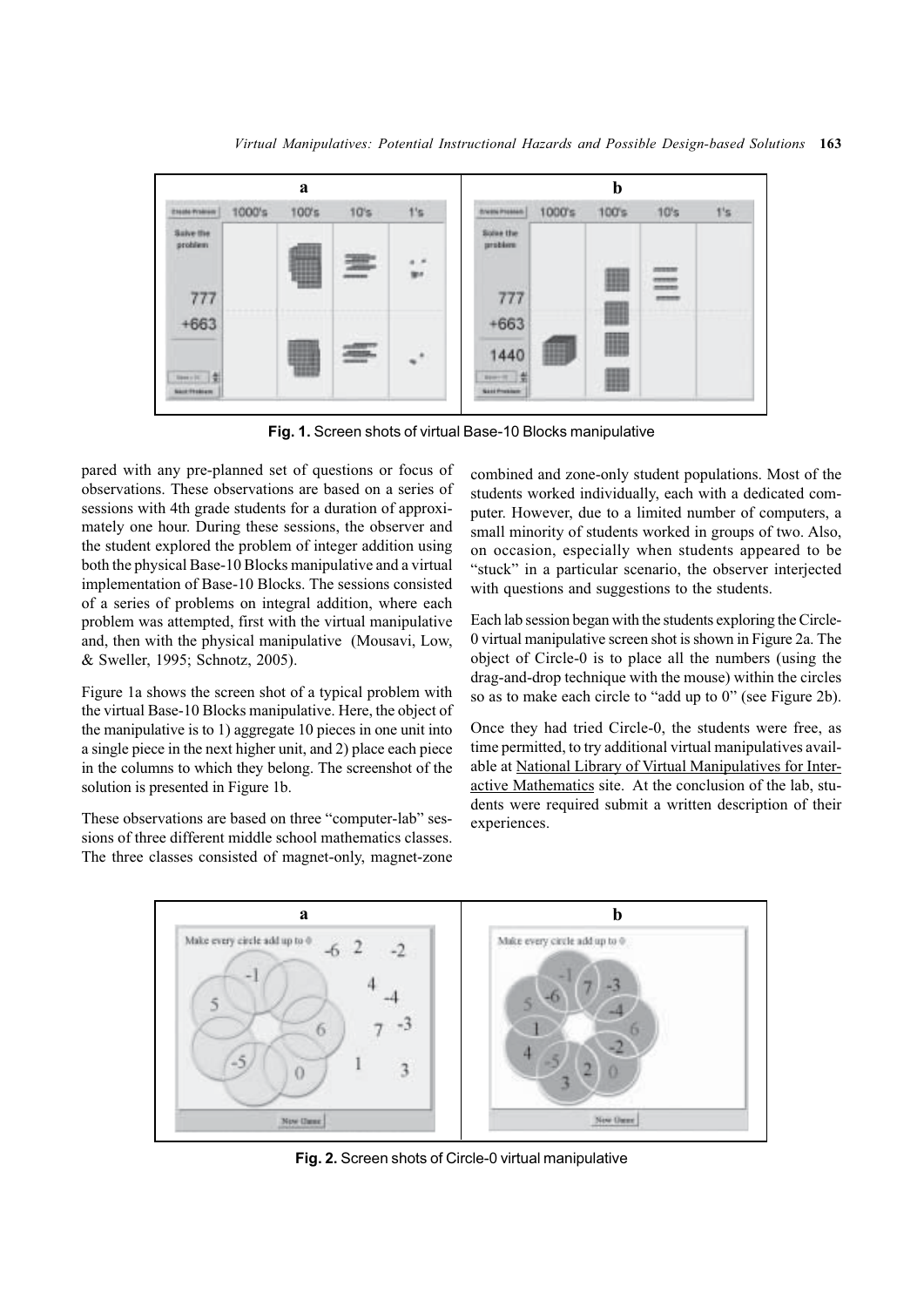**Fig. 1.** Screen shots of virtual Base-10 Blocks manipulative

pared with any pre-planned set of questions or focus of observations. These observations are based on a series of sessions with 4th grade students for a duration of approximately one hour. During these sessions, the observer and the student explored the problem of integer addition using both the physical Base-10 Blocks manipulative and a virtual implementation of Base-10 Blocks. The sessions consisted of a series of problems on integral addition, where each problem was attempted, first with the virtual manipulative and, then with the physical manipulative (Mousavi, Low, & Sweller, 1995; Schnotz, 2005).

Figure 1a shows the screen shot of a typical problem with the virtual Base-10 Blocks manipulative. Here, the object of the manipulative is to 1) aggregate 10 pieces in one unit into a single piece in the next higher unit, and 2) place each piece in the columns to which they belong. The screenshot of the solution is presented in Figure 1b.

These observations are based on three "computer-lab" sessions of three different middle school mathematics classes. The three classes consisted of magnet-only, magnet-zone combined and zone-only student populations. Most of the students worked individually, each with a dedicated computer. However, due to a limited number of computers, a small minority of students worked in groups of two. Also, on occasion, especially when students appeared to be "stuck" in a particular scenario, the observer interjected with questions and suggestions to the students.

Each lab session began with the students exploring the Circle-0 virtual manipulative screen shot is shown in Figure 2a. The object of Circle-0 is to place all the numbers (using the drag-and-drop technique with the mouse) within the circles so as to make each circle to "add up to 0" (see Figure 2b).

Once they had tried Circle-0, the students were free, as time permitted, to try additional virtual manipulatives available at National Library of Virtual Manipulatives for Interactive Mathematics site. At the conclusion of the lab, students were required submit a written description of their experiences.

**Fig. 2.** Screen shots of Circle-0 virtual manipulative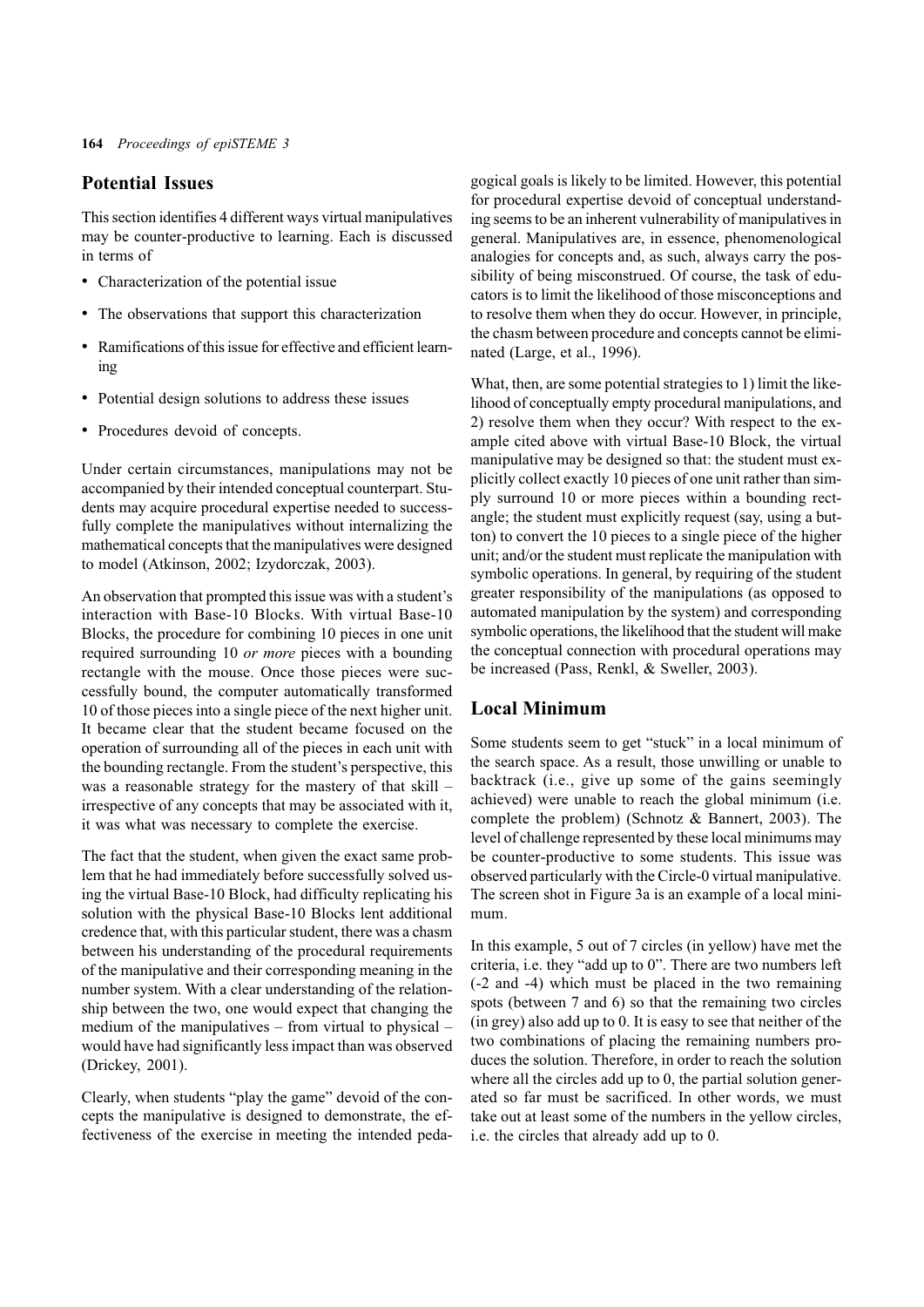## Potential Issues

This section identifies 4 different ways virtual manipulatives may be counter-productive to learning. Each is discussed in terms of

- Characterization of the potential issue
- The observations that support this characterization
- Ramifications of this issue for effective and efficient learning
- Potential design solutions to address these issues
- Procedures devoid of concepts.

Under certain circumstances, manipulations may not be accompanied by their intended conceptual counterpart. Students may acquire procedural expertise needed to successfully complete the manipulatives without internalizing the mathematical concepts that the manipulatives were designed to model (Atkinson, 2002; Izydorczak, 2003).

An observation that prompted this issue was with a student's interaction with Base-10 Blocks. With virtual Base-10 Blocks, the procedure for combining 10 pieces in one unit required surrounding 10 *or more* pieces with a bounding rectangle with the mouse. Once those pieces were successfully bound, the computer automatically transformed 10 of those pieces into a single piece of the next higher unit. It became clear that the student became focused on the operation of surrounding all of the pieces in each unit with the bounding rectangle. From the student's perspective, this was a reasonable strategy for the mastery of that skill – irrespective of any concepts that may be associated with it, it was what was necessary to complete the exercise.

The fact that the student, when given the exact same problem that he had immediately before successfully solved using the virtual Base-10 Block, had difficulty replicating his solution with the physical Base-10 Blocks lent additional credence that, with this particular student, there was a chasm between his understanding of the procedural requirements of the manipulative and their corresponding meaning in the number system. With a clear understanding of the relationship between the two, one would expect that changing the medium of the manipulatives – from virtual to physical – would have had significantly less impact than was observed (Drickey, 2001).

Clearly, when students "play the game" devoid of the concepts the manipulative is designed to demonstrate, the effectiveness of the exercise in meeting the intended pedagogical goals is likely to be limited. However, this potential for procedural expertise devoid of conceptual understanding seems to be an inherent vulnerability of manipulatives in general. Manipulatives are, in essence, phenomenological analogies for concepts and, as such, always carry the possibility of being misconstrued. Of course, the task of educators is to limit the likelihood of those misconceptions and to resolve them when they do occur. However, in principle, the chasm between procedure and concepts cannot be eliminated (Large, et al., 1996).

What, then, are some potential strategies to 1) limit the likelihood of conceptually empty procedural manipulations, and 2) resolve them when they occur? With respect to the example cited above with virtual Base-10 Block, the virtual manipulative may be designed so that: the student must explicitly collect exactly 10 pieces of one unit rather than simply surround 10 or more pieces within a bounding rectangle; the student must explicitly request (say, using a button) to convert the 10 pieces to a single piece of the higher unit; and/or the student must replicate the manipulation with symbolic operations. In general, by requiring of the student greater responsibility of the manipulations (as opposed to automated manipulation by the system) and corresponding symbolic operations, the likelihood that the student will make the conceptual connection with procedural operations may be increased (Pass, Renkl, & Sweller, 2003).

## Local Minimum

Some students seem to get "stuck" in a local minimum of the search space. As a result, those unwilling or unable to backtrack (i.e., give up some of the gains seemingly achieved) were unable to reach the global minimum (i.e. complete the problem) (Schnotz & Bannert, 2003). The level of challenge represented by these local minimums may be counter-productive to some students. This issue was observed particularly with the Circle-0 virtual manipulative. The screen shot in Figure 3a is an example of a local minimum.

In this example, 5 out of 7 circles (in yellow) have met the criteria, i.e. they "add up to 0". There are two numbers left (-2 and -4) which must be placed in the two remaining spots (between 7 and 6) so that the remaining two circles (in grey) also add up to 0. It is easy to see that neither of the two combinations of placing the remaining numbers produces the solution. Therefore, in order to reach the solution where all the circles add up to 0, the partial solution generated so far must be sacrificed. In other words, we must take out at least some of the numbers in the yellow circles, i.e. the circles that already add up to 0.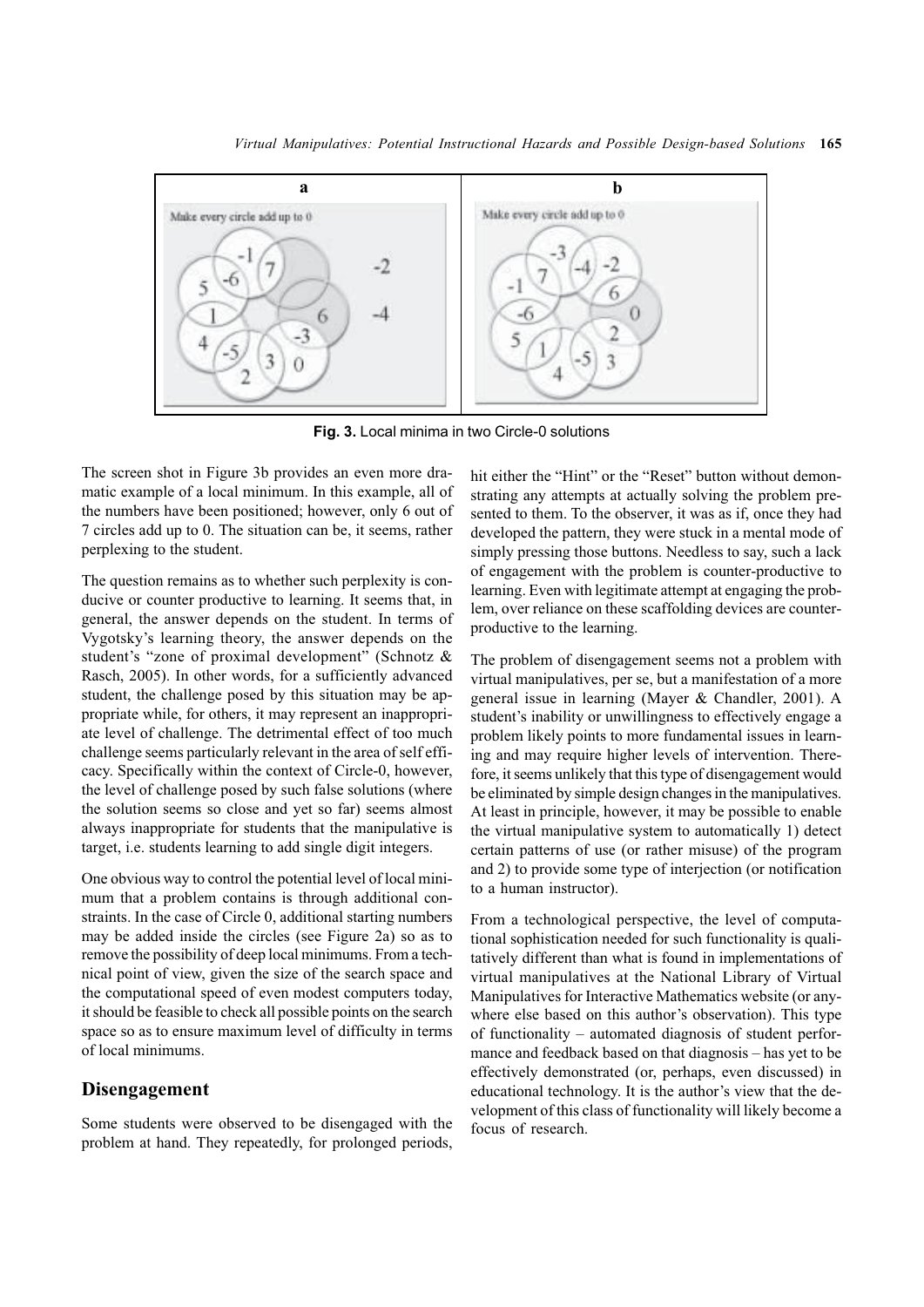**Fig. 3.** Local minima in two Circle-0 solutions

The screen shot in Figure 3b provides an even more dramatic example of a local minimum. In this example, all of the numbers have been positioned; however, only 6 out of 7 circles add up to 0. The situation can be, it seems, rather perplexing to the student.

The question remains as to whether such perplexity is conducive or counter productive to learning. It seems that, in general, the answer depends on the student. In terms of Vygotsky's learning theory, the answer depends on the student's "zone of proximal development" (Schnotz & Rasch, 2005). In other words, for a sufficiently advanced student, the challenge posed by this situation may be appropriate while, for others, it may represent an inappropriate level of challenge. The detrimental effect of too much challenge seems particularly relevant in the area of self efficacy. Specifically within the context of Circle-0, however, the level of challenge posed by such false solutions (where the solution seems so close and yet so far) seems almost always inappropriate for students that the manipulative is target, i.e. students learning to add single digit integers.

One obvious way to control the potential level of local minimum that a problem contains is through additional constraints. In the case of Circle 0, additional starting numbers may be added inside the circles (see Figure 2a) so as to remove the possibility of deep local minimums. From a technical point of view, given the size of the search space and the computational speed of even modest computers today, it should be feasible to check all possible points on the search space so as to ensure maximum level of difficulty in terms of local minimums.

## Disengagement

Some students were observed to be disengaged with the problem at hand. They repeatedly, for prolonged periods, hit either the "Hint" or the "Reset" button without demonstrating any attempts at actually solving the problem presented to them. To the observer, it was as if, once they had developed the pattern, they were stuck in a mental mode of simply pressing those buttons. Needless to say, such a lack of engagement with the problem is counter-productive to learning. Even with legitimate attempt at engaging the problem, over reliance on these scaffolding devices are counter-productive to the learning.

The problem of disengagement seems not a problem with virtual manipulatives, per se, but a manifestation of a more general issue in learning (Mayer & Chandler, 2001). A student's inability or unwillingness to effectively engage a problem likely points to more fundamental issues in learning and may require higher levels of intervention. Therefore, it seems unlikely that this type of disengagement would be eliminated by simple design changes in the manipulatives. At least in principle, however, it may be possible to enable the virtual manipulative system to automatically 1) detect certain patterns of use (or rather misuse) of the program and 2) to provide some type of interjection (or notification to a human instructor).

From a technological perspective, the level of computational sophistication needed for such functionality is qualitatively different than what is found in implementations of virtual manipulatives at the National Library of Virtual Manipulatives for Interactive Mathematics website (or anywhere else based on this author's observation). This type of functionality – automated diagnosis of student performance and feedback based on that diagnosis – has yet to be effectively demonstrated (or, perhaps, even discussed) in educational technology. It is the author's view that the development of this class of functionality will likely become a focus of research.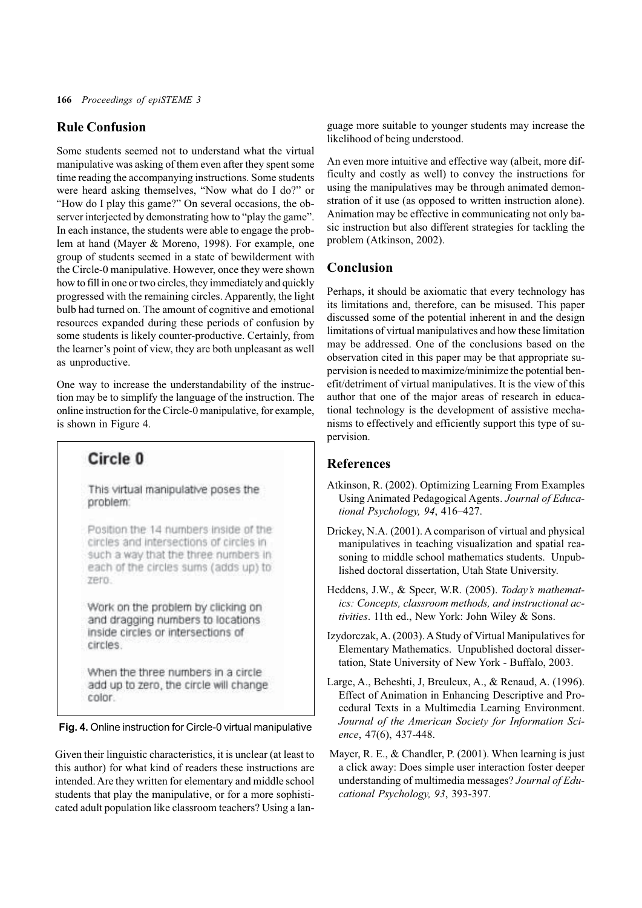## Rule Confusion

Some students seemed not to understand what the virtual manipulative was asking of them even after they spent some time reading the accompanying instructions. Some students were heard asking themselves, "Now what do I do?" or "How do I play this game?" On several occasions, the observer interjected by demonstrating how to "play the game". In each instance, the students were able to engage the problem at hand (Mayer & Moreno, 1998). For example, one group of students seemed in a state of bewilderment with the Circle-0 manipulative. However, once they were shown how to fill in one or two circles, they immediately and quickly progressed with the remaining circles. Apparently, the light bulb had turned on. The amount of cognitive and emotional resources expanded during these periods of confusion by some students is likely counter-productive. Certainly, from the learner's point of view, they are both unpleasant as well as unproductive.

One way to increase the understandability of the instruction may be to simplify the language of the instruction. The online instruction for the Circle-0 manipulative, for example, is shown in Figure 4.

**Circle 0**

This virtual manipulative poses the problem:

Position the 14 numbers inside of the circles and intersections of circles in such a way that the three numbers in each of the circles sums (adds up) to zero.

Work on the problem by clicking on and dragging numbers to locations inside circles or intersections of circles.

When the three numbers in a circle add up to zero, the circle will change color.

**Fig. 4.** Online instruction for Circle-0 virtual manipulative

Given their linguistic characteristics, it is unclear (at least to this author) for what kind of readers these instructions are intended. Are they written for elementary and middle school students that play the manipulative, or for a more sophisticated adult population like classroom teachers? Using a language more suitable to younger students may increase the likelihood of being understood.

An even more intuitive and effective way (albeit, more difficulty and costly as well) to convey the instructions for using the manipulatives may be through animated demonstration of it use (as opposed to written instruction alone). Animation may be effective in communicating not only basic instruction but also different strategies for tackling the problem (Atkinson, 2002).

## Conclusion

Perhaps, it should be axiomatic that every technology has its limitations and, therefore, can be misused. This paper discussed some of the potential inherent in and the design limitations of virtual manipulatives and how these limitation may be addressed. One of the conclusions based on the observation cited in this paper may be that appropriate supervision is needed to maximize/minimize the potential benefit/detriment of virtual manipulatives. It is the view of this author that one of the major areas of research in educational technology is the development of assistive mechanisms to effectively and efficiently support this type of supervision.

## References

Atkinson, R. (2002). Optimizing Learning From Examples Using Animated Pedagogical Agents. *Journal of Educational Psychology, 94*, 416–427.

Drickey, N.A. (2001). A comparison of virtual and physical manipulatives in teaching visualization and spatial reasoning to middle school mathematics students. Unpublished doctoral dissertation, Utah State University.

Heddens, J.W., & Speer, W.R. (2005). *Today's mathematics: Concepts, classroom methods, and instructional activities*. 11th ed., New York: John Wiley & Sons.

Izydorczak, A. (2003). A Study of Virtual Manipulatives for Elementary Mathematics. Unpublished doctoral dissertation, State University of New York - Buffalo, 2003.

Large, A., Beheshti, J, Breuleux, A., & Renaud, A. (1996). Effect of Animation in Enhancing Descriptive and Procedural Texts in a Multimedia Learning Environment. *Journal of the American Society for Information Science*, 47(6), 437-448.

Mayer, R. E., & Chandler, P. (2001). When learning is just a click away: Does simple user interaction foster deeper understanding of multimedia messages? *Journal of Educational Psychology, 93*, 393-397.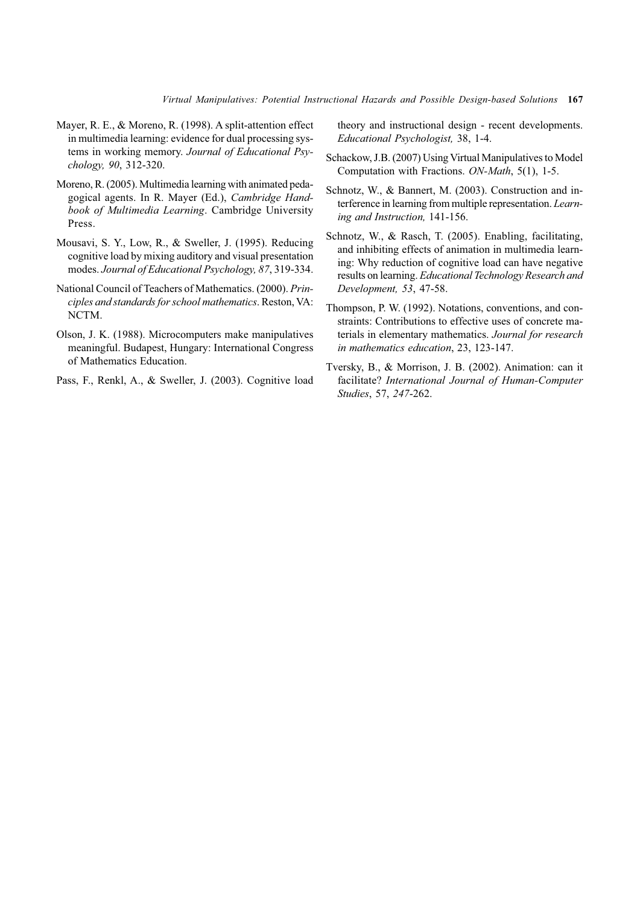Mayer, R. E., & Moreno, R. (1998). A split-attention effect in multimedia learning: evidence for dual processing systems in working memory. *Journal of Educational Psychology, 90*, 312-320.

Moreno, R. (2005). Multimedia learning with animated pedagogical agents. In R. Mayer (Ed.), *Cambridge Handbook of Multimedia Learning*. Cambridge University Press.

Mousavi, S. Y., Low, R., & Sweller, J. (1995). Reducing cognitive load by mixing auditory and visual presentation modes. *Journal of Educational Psychology, 87*, 319-334.

National Council of Teachers of Mathematics. (2000). *Principles and standards for school mathematics*. Reston, VA: NCTM.

Olson, J. K. (1988). Microcomputers make manipulatives meaningful. Budapest, Hungary: International Congress of Mathematics Education.

Pass, F., Renkl, A., & Sweller, J. (2003). Cognitive load theory and instructional design - recent developments. *Educational Psychologist,* 38, 1-4.

Schackow, J.B. (2007) Using Virtual Manipulatives to Model Computation with Fractions. *ON-Math*, 5(1), 1-5.

Schnotz, W., & Bannert, M. (2003). Construction and interference in learning from multiple representation. *Learning and Instruction,* 141-156.

Schnotz, W., & Rasch, T. (2005). Enabling, facilitating, and inhibiting effects of animation in multimedia learning: Why reduction of cognitive load can have negative results on learning. *Educational Technology Research and Development, 53*, 47-58.

Thompson, P. W. (1992). Notations, conventions, and constraints: Contributions to effective uses of concrete materials in elementary mathematics. *Journal for research in mathematics education*, 23, 123-147.

Tversky, B., & Morrison, J. B. (2002). Animation: can it facilitate? *International Journal of Human-Computer Studies*, 57, *247*-262.